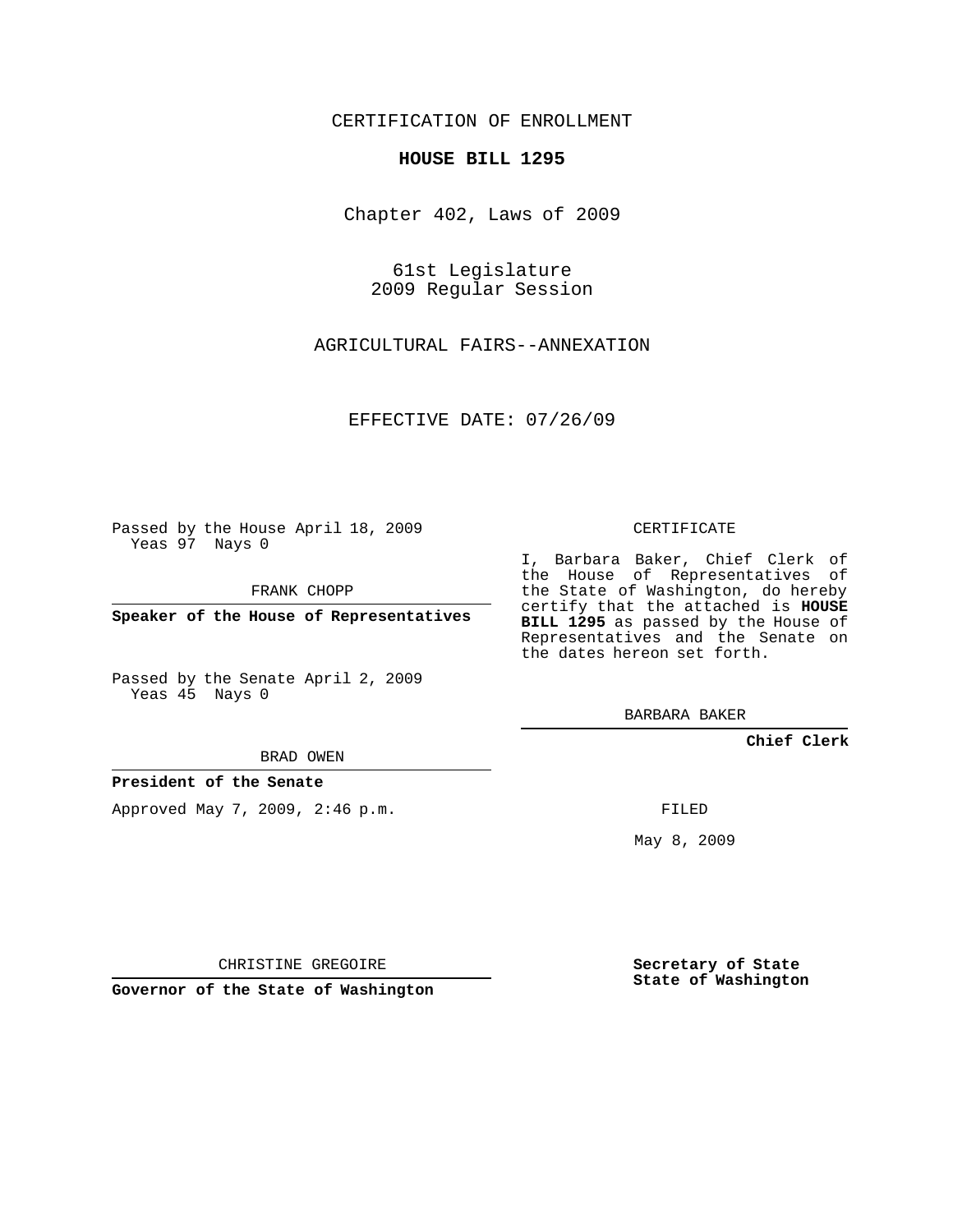CERTIFICATION OF ENROLLMENT

**HOUSE BILL 1295**

Chapter 402, Laws of 2009

61st Legislature
2009 Regular Session

AGRICULTURAL FAIRS--ANNEXATION

EFFECTIVE DATE: 07/26/09

Passed by the House April 18, 2009
Yeas 97 Nays 0

FRANK CHOPP

**Speaker of the House of Representatives**

Passed by the Senate April 2, 2009
Yeas 45 Nays 0

BRAD OWEN

**President of the Senate**

Approved May 7, 2009, 2:46 p.m.

CHRISTINE GREGOIRE

**Governor of the State of Washington**

CERTIFICATE

I, Barbara Baker, Chief Clerk of the House of Representatives of the State of Washington, do hereby certify that the attached is **HOUSE BILL 1295** as passed by the House of Representatives and the Senate on the dates hereon set forth.

BARBARA BAKER

**Chief Clerk**

FILED

May 8, 2009

**Secretary of State**
**State of Washington**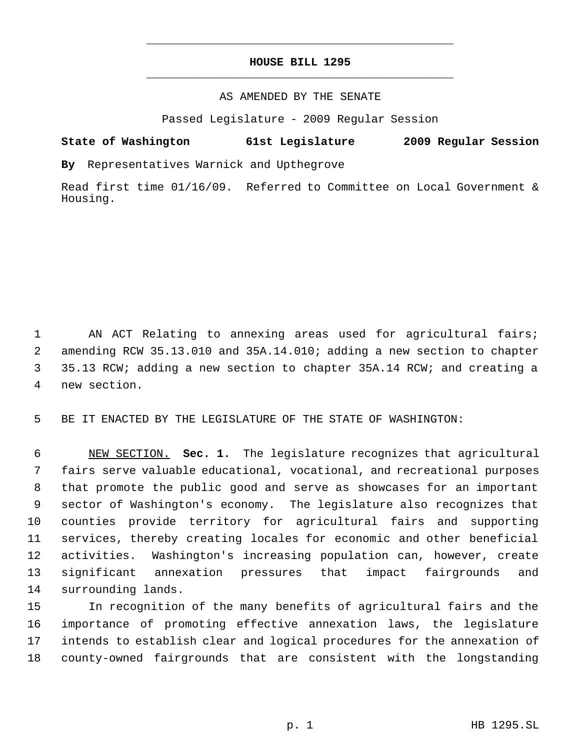# HOUSE BILL 1295

AS AMENDED BY THE SENATE

Passed Legislature - 2009 Regular Session

**State of Washington 61st Legislature 2009 Regular Session**

**By** Representatives Warnick and Upthegrove

Read first time 01/16/09. Referred to Committee on Local Government & Housing.

AN ACT Relating to annexing areas used for agricultural fairs; amending RCW 35.13.010 and 35A.14.010; adding a new section to chapter 35.13 RCW; adding a new section to chapter 35A.14 RCW; and creating a new section.

BE IT ENACTED BY THE LEGISLATURE OF THE STATE OF WASHINGTON:

NEW SECTION. **Sec. 1.** The legislature recognizes that agricultural fairs serve valuable educational, vocational, and recreational purposes that promote the public good and serve as showcases for an important sector of Washington's economy. The legislature also recognizes that counties provide territory for agricultural fairs and supporting services, thereby creating locales for economic and other beneficial activities. Washington's increasing population can, however, create significant annexation pressures that impact fairgrounds and surrounding lands.

In recognition of the many benefits of agricultural fairs and the importance of promoting effective annexation laws, the legislature intends to establish clear and logical procedures for the annexation of county-owned fairgrounds that are consistent with the longstanding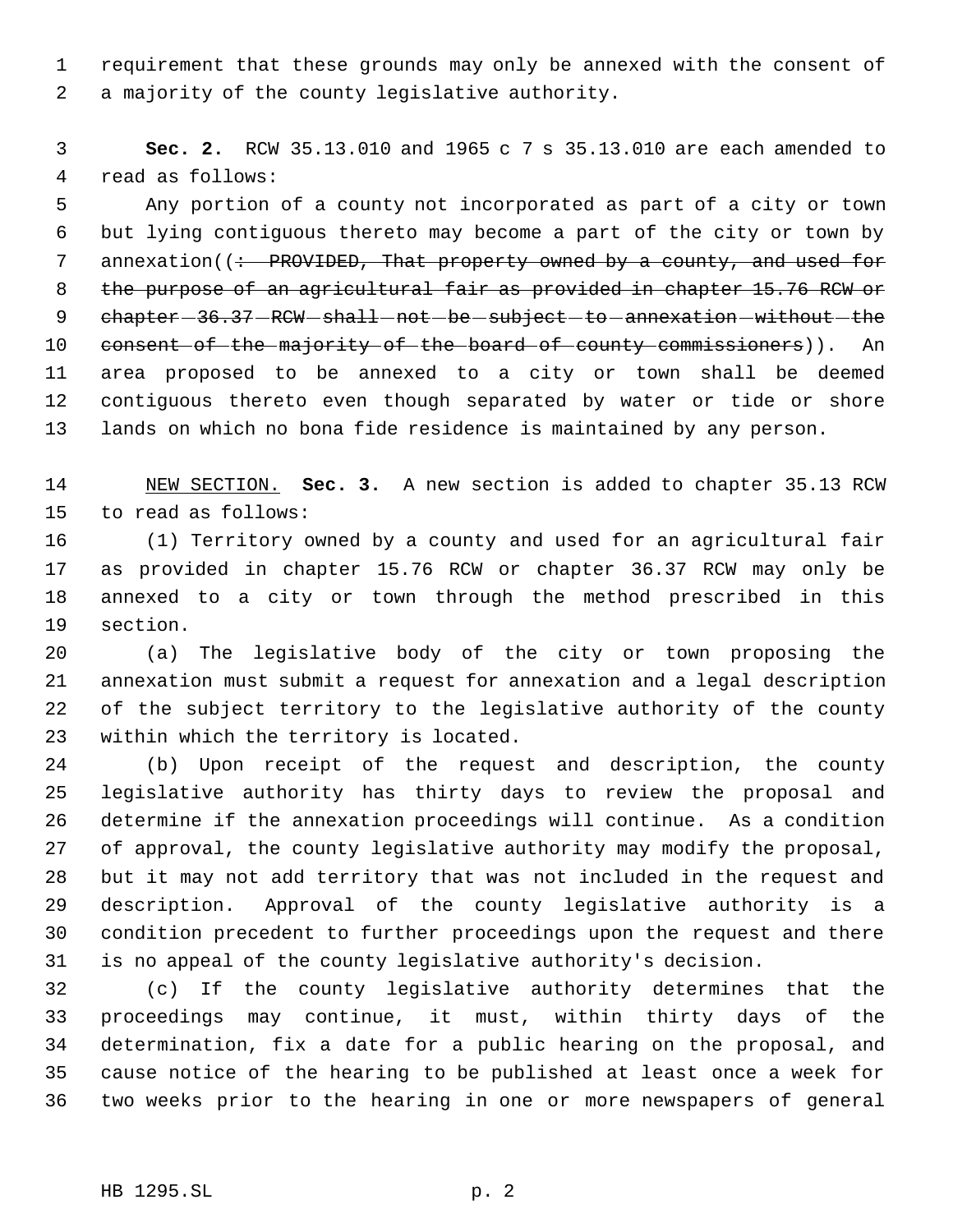requirement that these grounds may only be annexed with the consent of a majority of the county legislative authority.

**Sec. 2.** RCW 35.13.010 and 1965 c 7 s 35.13.010 are each amended to read as follows:

Any portion of a county not incorporated as part of a city or town but lying contiguous thereto may become a part of the city or town by annexation((~~: PROVIDED, That property owned by a county, and used for the purpose of an agricultural fair as provided in chapter 15.76 RCW or chapter 36.37 RCW shall not be subject to annexation without the consent of the majority of the board of county commissioners~~)). An area proposed to be annexed to a city or town shall be deemed contiguous thereto even though separated by water or tide or shore lands on which no bona fide residence is maintained by any person.

NEW SECTION. **Sec. 3.** A new section is added to chapter 35.13 RCW to read as follows:

(1) Territory owned by a county and used for an agricultural fair as provided in chapter 15.76 RCW or chapter 36.37 RCW may only be annexed to a city or town through the method prescribed in this section.

(a) The legislative body of the city or town proposing the annexation must submit a request for annexation and a legal description of the subject territory to the legislative authority of the county within which the territory is located.

(b) Upon receipt of the request and description, the county legislative authority has thirty days to review the proposal and determine if the annexation proceedings will continue. As a condition of approval, the county legislative authority may modify the proposal, but it may not add territory that was not included in the request and description. Approval of the county legislative authority is a condition precedent to further proceedings upon the request and there is no appeal of the county legislative authority's decision.

(c) If the county legislative authority determines that the proceedings may continue, it must, within thirty days of the determination, fix a date for a public hearing on the proposal, and cause notice of the hearing to be published at least once a week for two weeks prior to the hearing in one or more newspapers of general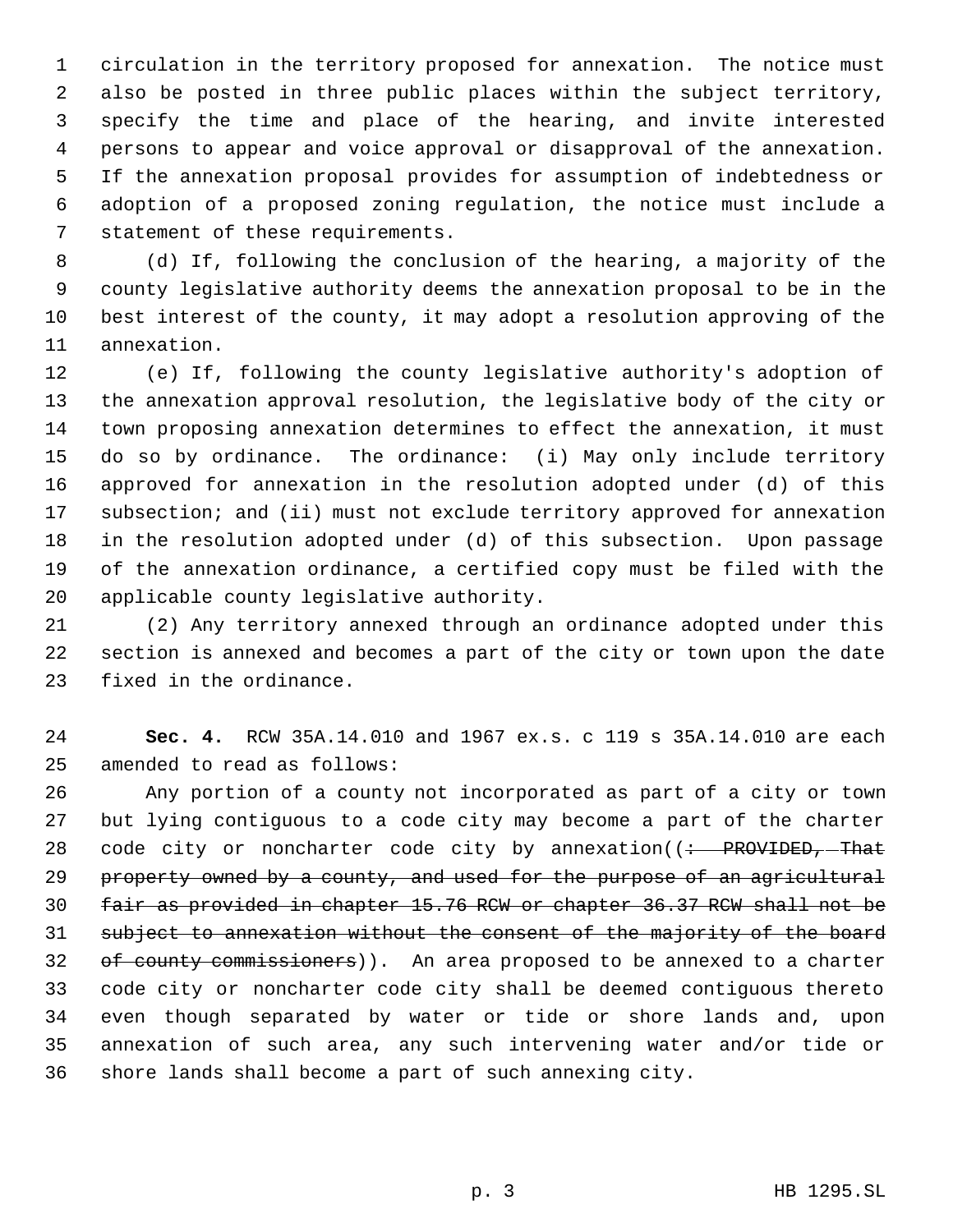circulation in the territory proposed for annexation. The notice must also be posted in three public places within the subject territory, specify the time and place of the hearing, and invite interested persons to appear and voice approval or disapproval of the annexation. If the annexation proposal provides for assumption of indebtedness or adoption of a proposed zoning regulation, the notice must include a statement of these requirements.

(d) If, following the conclusion of the hearing, a majority of the county legislative authority deems the annexation proposal to be in the best interest of the county, it may adopt a resolution approving of the annexation.

(e) If, following the county legislative authority's adoption of the annexation approval resolution, the legislative body of the city or town proposing annexation determines to effect the annexation, it must do so by ordinance. The ordinance: (i) May only include territory approved for annexation in the resolution adopted under (d) of this subsection; and (ii) must not exclude territory approved for annexation in the resolution adopted under (d) of this subsection. Upon passage of the annexation ordinance, a certified copy must be filed with the applicable county legislative authority.

(2) Any territory annexed through an ordinance adopted under this section is annexed and becomes a part of the city or town upon the date fixed in the ordinance.

**Sec. 4.** RCW 35A.14.010 and 1967 ex.s. c 119 s 35A.14.010 are each amended to read as follows:

Any portion of a county not incorporated as part of a city or town but lying contiguous to a code city may become a part of the charter code city or noncharter code city by annexation((~~: PROVIDED, That property owned by a county, and used for the purpose of an agricultural fair as provided in chapter 15.76 RCW or chapter 36.37 RCW shall not be subject to annexation without the consent of the majority of the board of county commissioners~~)). An area proposed to be annexed to a charter code city or noncharter code city shall be deemed contiguous thereto even though separated by water or tide or shore lands and, upon annexation of such area, any such intervening water and/or tide or shore lands shall become a part of such annexing city.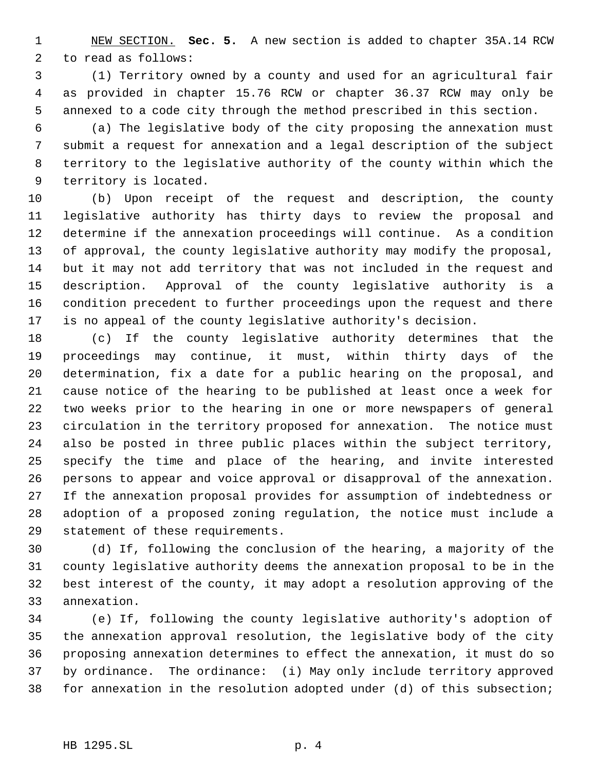NEW SECTION. **Sec. 5.** A new section is added to chapter 35A.14 RCW to read as follows:

(1) Territory owned by a county and used for an agricultural fair as provided in chapter 15.76 RCW or chapter 36.37 RCW may only be annexed to a code city through the method prescribed in this section.

(a) The legislative body of the city proposing the annexation must submit a request for annexation and a legal description of the subject territory to the legislative authority of the county within which the territory is located.

(b) Upon receipt of the request and description, the county legislative authority has thirty days to review the proposal and determine if the annexation proceedings will continue. As a condition of approval, the county legislative authority may modify the proposal, but it may not add territory that was not included in the request and description. Approval of the county legislative authority is a condition precedent to further proceedings upon the request and there is no appeal of the county legislative authority's decision.

(c) If the county legislative authority determines that the proceedings may continue, it must, within thirty days of the determination, fix a date for a public hearing on the proposal, and cause notice of the hearing to be published at least once a week for two weeks prior to the hearing in one or more newspapers of general circulation in the territory proposed for annexation. The notice must also be posted in three public places within the subject territory, specify the time and place of the hearing, and invite interested persons to appear and voice approval or disapproval of the annexation. If the annexation proposal provides for assumption of indebtedness or adoption of a proposed zoning regulation, the notice must include a statement of these requirements.

(d) If, following the conclusion of the hearing, a majority of the county legislative authority deems the annexation proposal to be in the best interest of the county, it may adopt a resolution approving of the annexation.

(e) If, following the county legislative authority's adoption of the annexation approval resolution, the legislative body of the city proposing annexation determines to effect the annexation, it must do so by ordinance. The ordinance: (i) May only include territory approved for annexation in the resolution adopted under (d) of this subsection;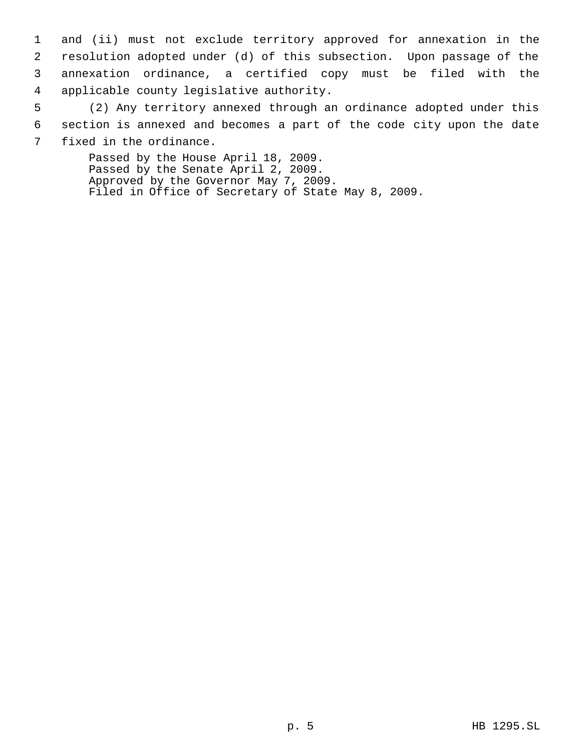and (ii) must not exclude territory approved for annexation in the resolution adopted under (d) of this subsection. Upon passage of the annexation ordinance, a certified copy must be filed with the applicable county legislative authority.

(2) Any territory annexed through an ordinance adopted under this section is annexed and becomes a part of the code city upon the date fixed in the ordinance.

Passed by the House April 18, 2009.
Passed by the Senate April 2, 2009.
Approved by the Governor May 7, 2009.
Filed in Office of Secretary of State May 8, 2009.